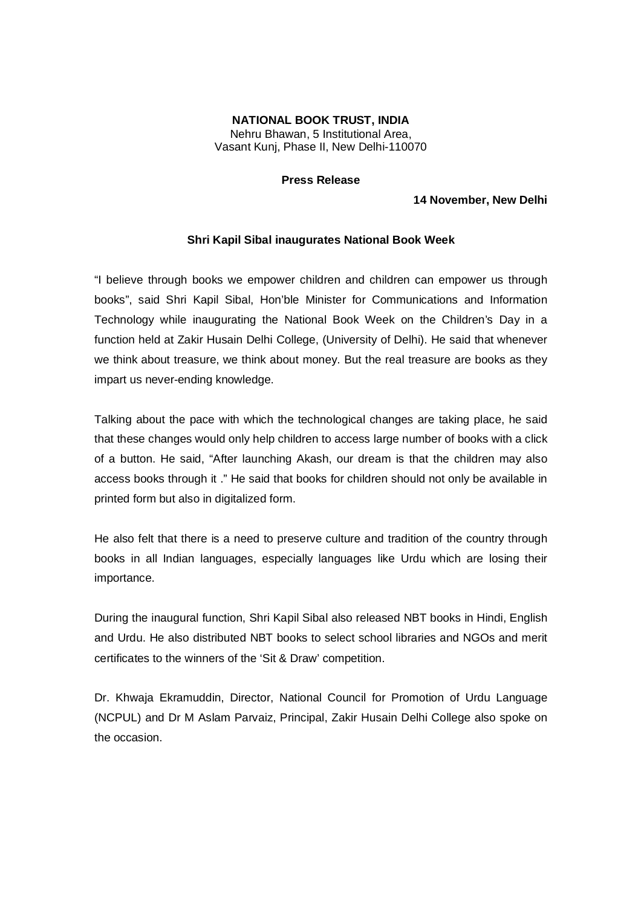**NATIONAL BOOK TRUST, INDIA**
Nehru Bhawan, 5 Institutional Area,
Vasant Kunj, Phase II, New Delhi-110070

**Press Release**

**14 November, New Delhi**

### Shri Kapil Sibal inaugurates National Book Week

“I believe through books we empower children and children can empower us through books”, said Shri Kapil Sibal, Hon’ble Minister for Communications and Information Technology while inaugurating the National Book Week on the Children’s Day in a function held at Zakir Husain Delhi College, (University of Delhi). He said that whenever we think about treasure, we think about money. But the real treasure are books as they impart us never-ending knowledge.

Talking about the pace with which the technological changes are taking place, he said that these changes would only help children to access large number of books with a click of a button. He said, “After launching Akash, our dream is that the children may also access books through it .” He said that books for children should not only be available in printed form but also in digitalized form.

He also felt that there is a need to preserve culture and tradition of the country through books in all Indian languages, especially languages like Urdu which are losing their importance.

During the inaugural function, Shri Kapil Sibal also released NBT books in Hindi, English and Urdu. He also distributed NBT books to select school libraries and NGOs and merit certificates to the winners of the ‘Sit & Draw’ competition.

Dr. Khwaja Ekramuddin, Director, National Council for Promotion of Urdu Language (NCPUL) and Dr M Aslam Parvaiz, Principal, Zakir Husain Delhi College also spoke on the occasion.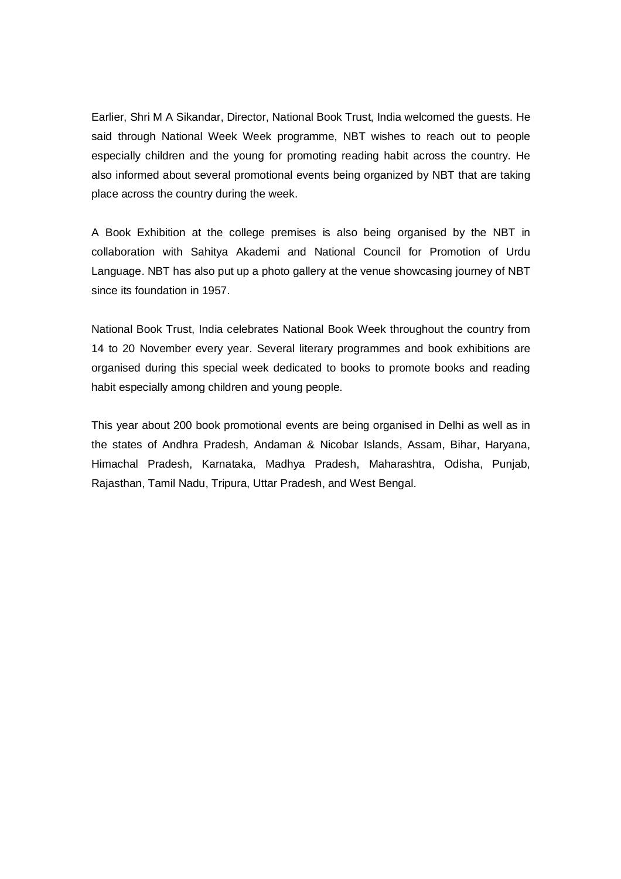Earlier, Shri M A Sikandar, Director, National Book Trust, India welcomed the guests. He said through National Week Week programme, NBT wishes to reach out to people especially children and the young for promoting reading habit across the country. He also informed about several promotional events being organized by NBT that are taking place across the country during the week.

A Book Exhibition at the college premises is also being organised by the NBT in collaboration with Sahitya Akademi and National Council for Promotion of Urdu Language. NBT has also put up a photo gallery at the venue showcasing journey of NBT since its foundation in 1957.

National Book Trust, India celebrates National Book Week throughout the country from 14 to 20 November every year. Several literary programmes and book exhibitions are organised during this special week dedicated to books to promote books and reading habit especially among children and young people.

This year about 200 book promotional events are being organised in Delhi as well as in the states of Andhra Pradesh, Andaman & Nicobar Islands, Assam, Bihar, Haryana, Himachal Pradesh, Karnataka, Madhya Pradesh, Maharashtra, Odisha, Punjab, Rajasthan, Tamil Nadu, Tripura, Uttar Pradesh, and West Bengal.